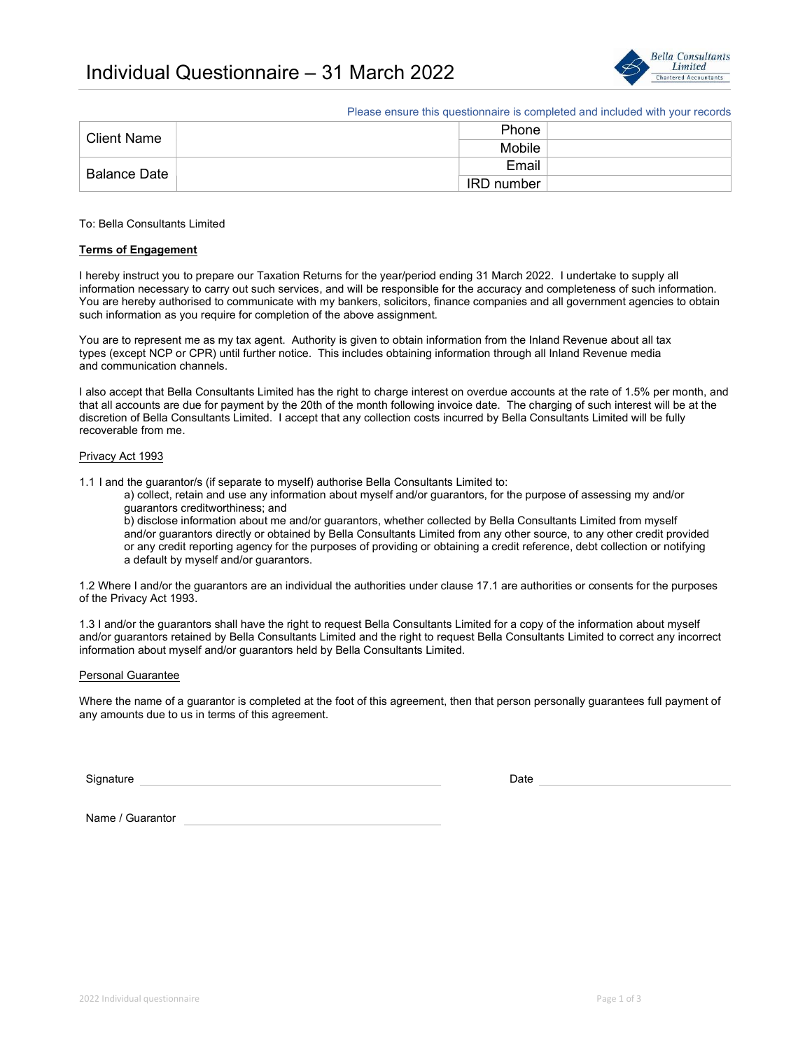# Individual Questionnaire – 31 March 2022

Bella Consultants Limited
Chartered Accountants

Please ensure this questionnaire is completed and included with your records

| Client Name | | Phone | |
|---|---|---|---|
| | | Mobile | |
| Balance Date | | Email | |
| | | IRD number | |

To: Bella Consultants Limited

**Terms of Engagement**

I hereby instruct you to prepare our Taxation Returns for the year/period ending 31 March 2022. I undertake to supply all information necessary to carry out such services, and will be responsible for the accuracy and completeness of such information. You are hereby authorised to communicate with my bankers, solicitors, finance companies and all government agencies to obtain such information as you require for completion of the above assignment.

You are to represent me as my tax agent. Authority is given to obtain information from the Inland Revenue about all tax types (except NCP or CPR) until further notice. This includes obtaining information through all Inland Revenue media and communication channels.

I also accept that Bella Consultants Limited has the right to charge interest on overdue accounts at the rate of 1.5% per month, and that all accounts are due for payment by the 20th of the month following invoice date. The charging of such interest will be at the discretion of Bella Consultants Limited. I accept that any collection costs incurred by Bella Consultants Limited will be fully recoverable from me.

Privacy Act 1993

1.1 I and the guarantor/s (if separate to myself) authorise Bella Consultants Limited to:

a) collect, retain and use any information about myself and/or guarantors, for the purpose of assessing my and/or guarantors creditworthiness; and

b) disclose information about me and/or guarantors, whether collected by Bella Consultants Limited from myself and/or guarantors directly or obtained by Bella Consultants Limited from any other source, to any other credit provided or any credit reporting agency for the purposes of providing or obtaining a credit reference, debt collection or notifying a default by myself and/or guarantors.

1.2 Where I and/or the guarantors are an individual the authorities under clause 17.1 are authorities or consents for the purposes of the Privacy Act 1993.

1.3 I and/or the guarantors shall have the right to request Bella Consultants Limited for a copy of the information about myself and/or guarantors retained by Bella Consultants Limited and the right to request Bella Consultants Limited to correct any incorrect information about myself and/or guarantors held by Bella Consultants Limited.

Personal Guarantee

Where the name of a guarantor is completed at the foot of this agreement, then that person personally guarantees full payment of any amounts due to us in terms of this agreement.

Signature \_\_\_\_\_\_\_\_\_\_\_\_\_\_\_\_\_\_\_\_\_\_\_\_\_\_\_\_\_\_ Date \_\_\_\_\_\_\_\_\_\_\_\_\_\_\_\_\_\_\_\_

Name / Guarantor \_\_\_\_\_\_\_\_\_\_\_\_\_\_\_\_\_\_\_\_\_\_\_\_\_\_\_\_\_\_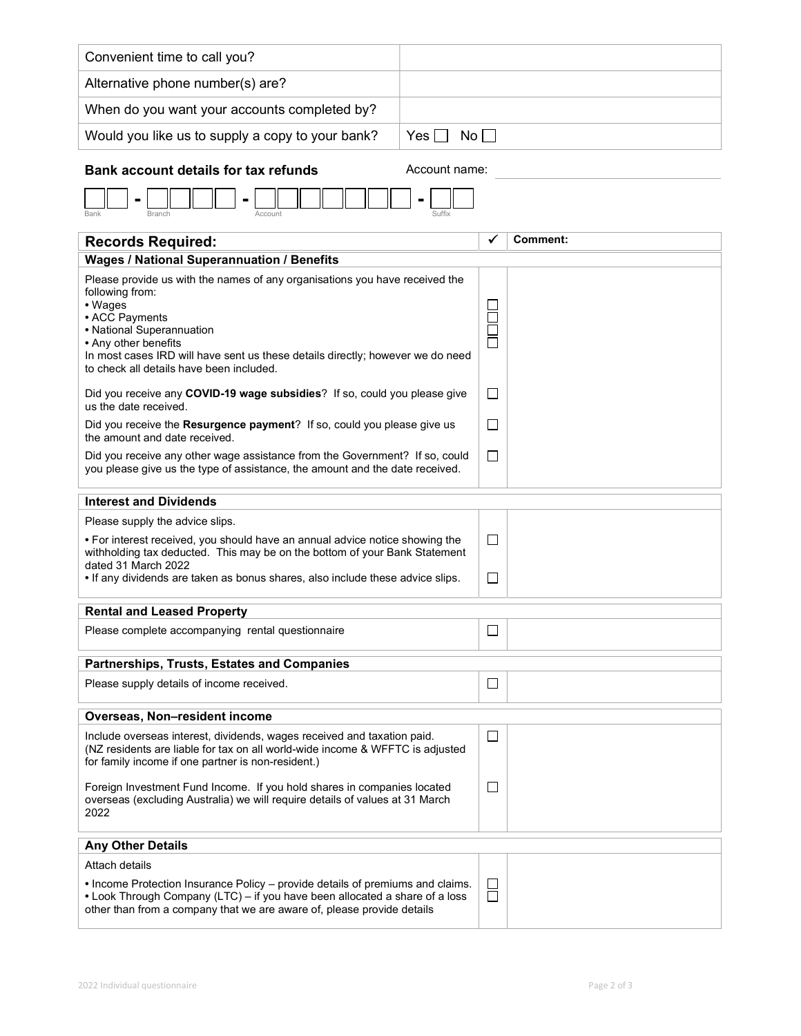| Convenient time to call you? | |
|---|---|
| Alternative phone number(s) are? | |
| When do you want your accounts completed by? | |
| Would you like us to supply a copy to your bank? | Yes ☐ No ☐ |

**Bank account details for tax refunds** Account name: ______________________

☐☐ - ☐☐☐☐ - ☐☐☐☐☐☐☐ - ☐☐

Bank  Branch  Account  Suffix

| **Records Required:** | ✓ | **Comment:** |
|---|---|---|
| **Wages / National Superannuation / Benefits** | | |
| Please provide us with the names of any organisations you have received the following from:<br>• Wages<br>• ACC Payments<br>• National Superannuation<br>• Any other benefits<br>In most cases IRD will have sent us these details directly; however we do need to check all details have been included. | ☐<br>☐<br>☐<br>☐ | |
| Did you receive any **COVID-19 wage subsidies**? If so, could you please give us the date received. | ☐ | |
| Did you receive the **Resurgence payment**? If so, could you please give us the amount and date received. | ☐ | |
| Did you receive any other wage assistance from the Government? If so, could you please give us the type of assistance, the amount and the date received. | ☐ | |
| **Interest and Dividends** | | |
| Please supply the advice slips. | | |
| • For interest received, you should have an annual advice notice showing the withholding tax deducted. This may be on the bottom of your Bank Statement dated 31 March 2022 | ☐ | |
| • If any dividends are taken as bonus shares, also include these advice slips. | ☐ | |
| **Rental and Leased Property** | | |
| Please complete accompanying rental questionnaire | ☐ | |
| **Partnerships, Trusts, Estates and Companies** | | |
| Please supply details of income received. | ☐ | |
| **Overseas, Non–resident income** | | |
| Include overseas interest, dividends, wages received and taxation paid. (NZ residents are liable for tax on all world-wide income & WFFTC is adjusted for family income if one partner is non-resident.) | ☐ | |
| Foreign Investment Fund Income. If you hold shares in companies located overseas (excluding Australia) we will require details of values at 31 March 2022 | ☐ | |
| **Any Other Details** | | |
| Attach details | | |
| • Income Protection Insurance Policy – provide details of premiums and claims.<br>• Look Through Company (LTC) – if you have been allocated a share of a loss other than from a company that we are aware of, please provide details | ☐<br>☐ | |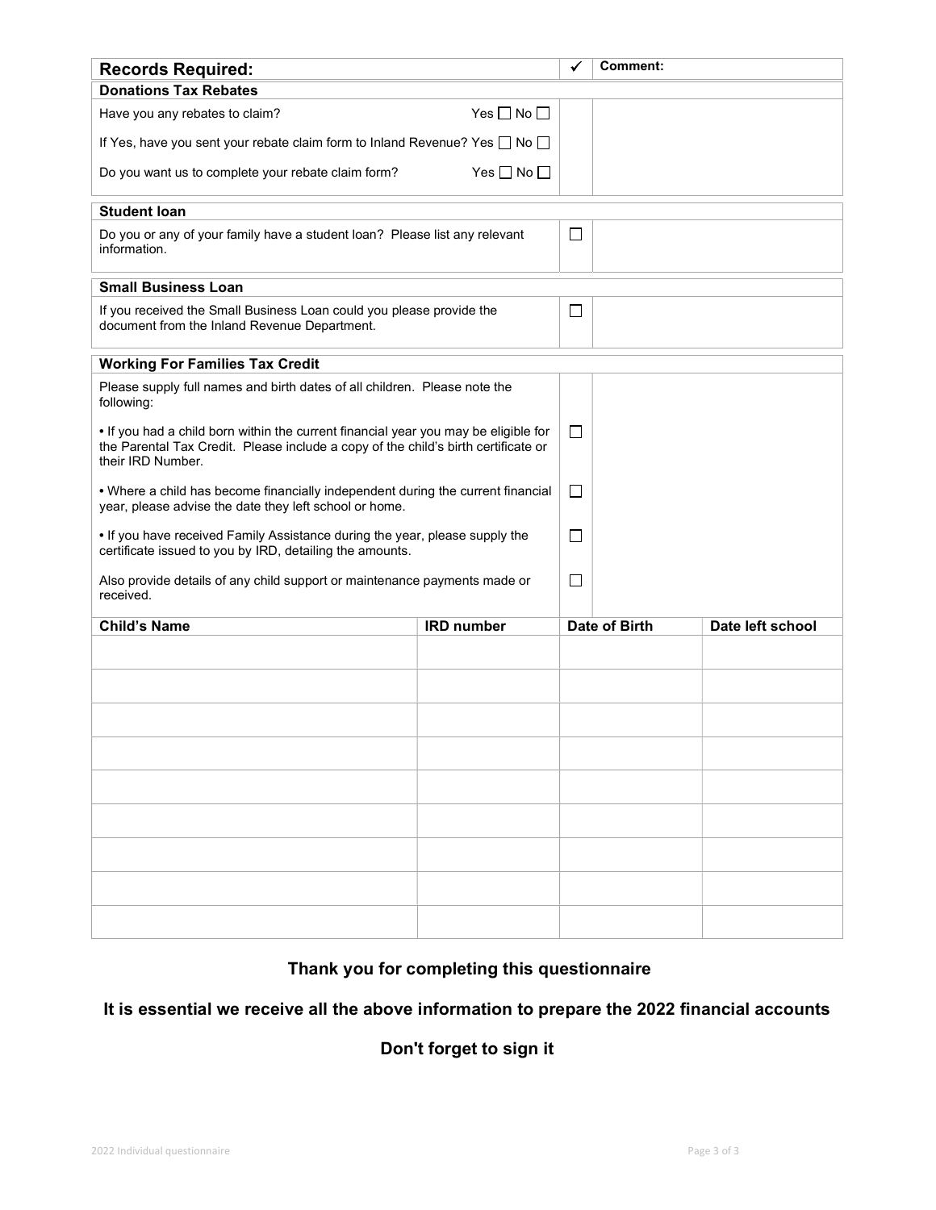| Records Required: | ✓ | Comment: |
|---|---|---|
| **Donations Tax Rebates** | | |
| Have you any rebates to claim? Yes ☐ No ☐ | | |
| If Yes, have you sent your rebate claim form to Inland Revenue? Yes ☐ No ☐ | | |
| Do you want us to complete your rebate claim form? Yes ☐ No ☐ | | |

| Student loan | | |
|---|---|---|
| Do you or any of your family have a student loan? Please list any relevant information. | ☐ | |

| Small Business Loan | | |
|---|---|---|
| If you received the Small Business Loan could you please provide the document from the Inland Revenue Department. | ☐ | |

| Working For Families Tax Credit | | |
|---|---|---|
| Please supply full names and birth dates of all children. Please note the following: | | |
| • If you had a child born within the current financial year you may be eligible for the Parental Tax Credit. Please include a copy of the child's birth certificate or their IRD Number. | ☐ | |
| • Where a child has become financially independent during the current financial year, please advise the date they left school or home. | ☐ | |
| • If you have received Family Assistance during the year, please supply the certificate issued to you by IRD, detailing the amounts. | ☐ | |
| Also provide details of any child support or maintenance payments made or received. | ☐ | |

| Child's Name | IRD number | Date of Birth | Date left school |
|---|---|---|---|
| | | | |
| | | | |
| | | | |
| | | | |
| | | | |
| | | | |
| | | | |
| | | | |
| | | | |

**Thank you for completing this questionnaire**

**It is essential we receive all the above information to prepare the 2022 financial accounts**

**Don't forget to sign it**